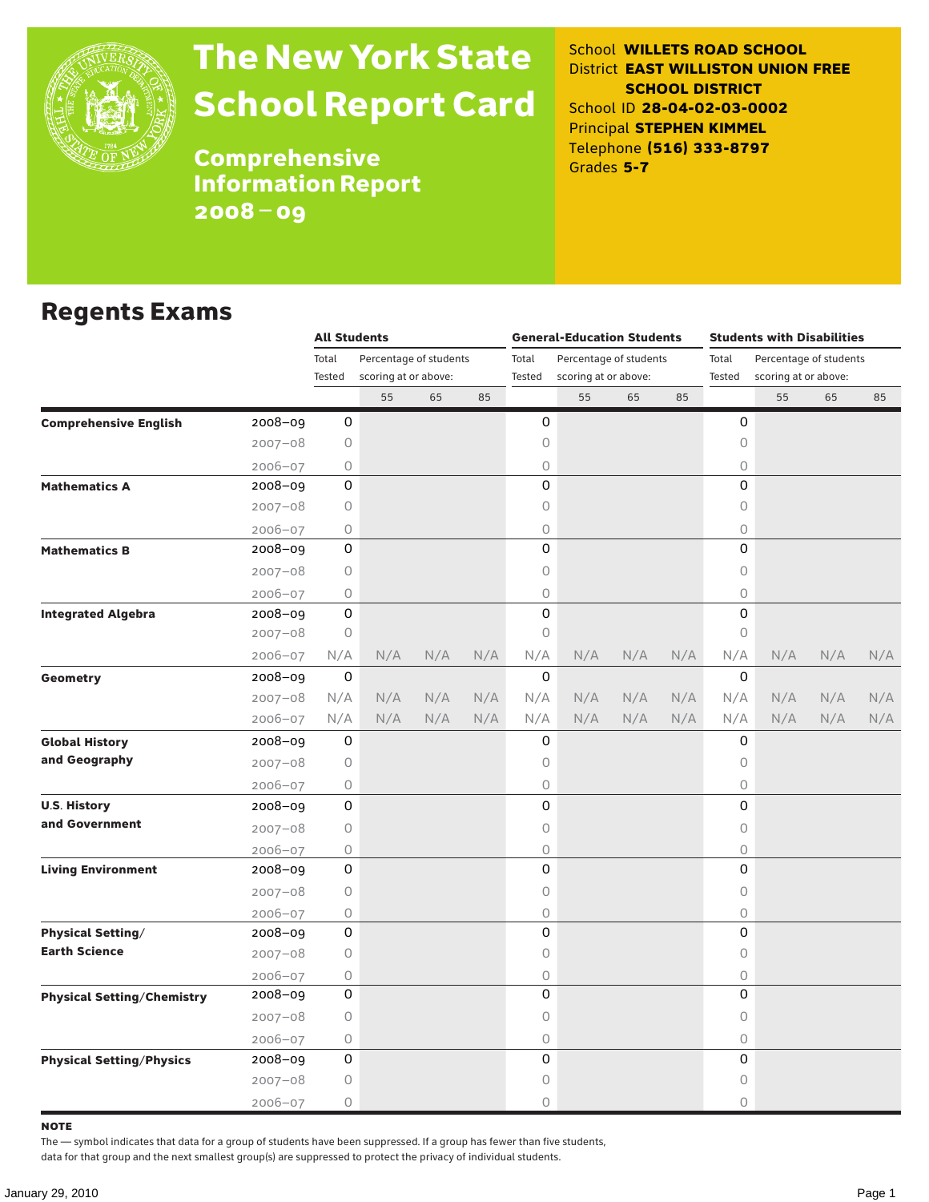# The New York State School Report Card

## Comprehensive Information Report 2008–09

School **WILLETS ROAD SCHOOL**
District **EAST WILLISTON UNION FREE SCHOOL DISTRICT**
School ID **28-04-02-03-0002**
Principal **STEPHEN KIMMEL**
Telephone **(516) 333-8797**
Grades **5-7**

## Regents Exams

| | | All Students | | | | General-Education Students | | | | Students with Disabilities | | | |
|---|---|---|---|---|---|---|---|---|---|---|---|---|---|
| | | Total Tested | Percentage of students scoring at or above: | | | Total Tested | Percentage of students scoring at or above: | | | Total Tested | Percentage of students scoring at or above: | | |
| | | | 55 | 65 | 85 | | 55 | 65 | 85 | | 55 | 65 | 85 |
| **Comprehensive English** | 2008–09 | 0 | | | | 0 | | | | 0 | | | |
| | 2007–08 | 0 | | | | 0 | | | | 0 | | | |
| | 2006–07 | 0 | | | | 0 | | | | 0 | | | |
| **Mathematics A** | 2008–09 | 0 | | | | 0 | | | | 0 | | | |
| | 2007–08 | 0 | | | | 0 | | | | 0 | | | |
| | 2006–07 | 0 | | | | 0 | | | | 0 | | | |
| **Mathematics B** | 2008–09 | 0 | | | | 0 | | | | 0 | | | |
| | 2007–08 | 0 | | | | 0 | | | | 0 | | | |
| | 2006–07 | 0 | | | | 0 | | | | 0 | | | |
| **Integrated Algebra** | 2008–09 | 0 | | | | 0 | | | | 0 | | | |
| | 2007–08 | 0 | | | | 0 | | | | 0 | | | |
| | 2006–07 | N/A | N/A | N/A | N/A | N/A | N/A | N/A | N/A | N/A | N/A | N/A | N/A |
| **Geometry** | 2008–09 | 0 | | | | 0 | | | | 0 | | | |
| | 2007–08 | N/A | N/A | N/A | N/A | N/A | N/A | N/A | N/A | N/A | N/A | N/A | N/A |
| | 2006–07 | N/A | N/A | N/A | N/A | N/A | N/A | N/A | N/A | N/A | N/A | N/A | N/A |
| **Global History and Geography** | 2008–09 | 0 | | | | 0 | | | | 0 | | | |
| | 2007–08 | 0 | | | | 0 | | | | 0 | | | |
| | 2006–07 | 0 | | | | 0 | | | | 0 | | | |
| **U.S. History and Government** | 2008–09 | 0 | | | | 0 | | | | 0 | | | |
| | 2007–08 | 0 | | | | 0 | | | | 0 | | | |
| | 2006–07 | 0 | | | | 0 | | | | 0 | | | |
| **Living Environment** | 2008–09 | 0 | | | | 0 | | | | 0 | | | |
| | 2007–08 | 0 | | | | 0 | | | | 0 | | | |
| | 2006–07 | 0 | | | | 0 | | | | 0 | | | |
| **Physical Setting/ Earth Science** | 2008–09 | 0 | | | | 0 | | | | 0 | | | |
| | 2007–08 | 0 | | | | 0 | | | | 0 | | | |
| | 2006–07 | 0 | | | | 0 | | | | 0 | | | |
| **Physical Setting/Chemistry** | 2008–09 | 0 | | | | 0 | | | | 0 | | | |
| | 2007–08 | 0 | | | | 0 | | | | 0 | | | |
| | 2006–07 | 0 | | | | 0 | | | | 0 | | | |
| **Physical Setting/Physics** | 2008–09 | 0 | | | | 0 | | | | 0 | | | |
| | 2007–08 | 0 | | | | 0 | | | | 0 | | | |
| | 2006–07 | 0 | | | | 0 | | | | 0 | | | |

**NOTE**

The — symbol indicates that data for a group of students have been suppressed. If a group has fewer than five students, data for that group and the next smallest group(s) are suppressed to protect the privacy of individual students.

January 29, 2010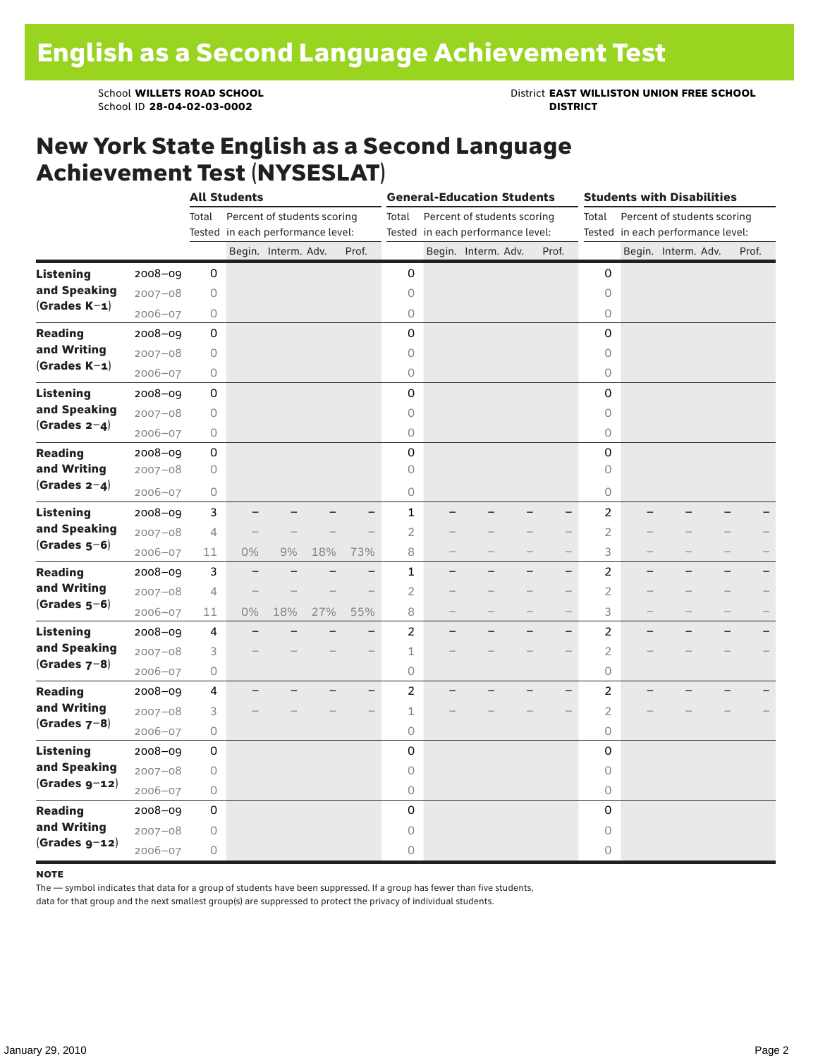# English as a Second Language Achievement Test

School **WILLETS ROAD SCHOOL**
School ID **28-04-02-03-0002**

District **EAST WILLISTON UNION FREE SCHOOL DISTRICT**

## New York State English as a Second Language Achievement Test (NYSESLAT)

| | | All Students | | | | | General-Education Students | | | | | Students with Disabilities | | | | |
|---|---|---|---|---|---|---|---|---|---|---|---|---|---|---|---|---|
| | | Total Tested | Percent of students scoring in each performance level: | | | | Total Tested | Percent of students scoring in each performance level: | | | | Total Tested | Percent of students scoring in each performance level: | | | |
| | | | Begin. | Interm. | Adv. | Prof. | | Begin. | Interm. | Adv. | Prof. | | Begin. | Interm. | Adv. | Prof. |
| **Listening and Speaking (Grades K–1)** | 2008–09 | 0 | | | | | 0 | | | | | 0 | | | | |
| | 2007–08 | 0 | | | | | 0 | | | | | 0 | | | | |
| | 2006–07 | 0 | | | | | 0 | | | | | 0 | | | | |
| **Reading and Writing (Grades K–1)** | 2008–09 | 0 | | | | | 0 | | | | | 0 | | | | |
| | 2007–08 | 0 | | | | | 0 | | | | | 0 | | | | |
| | 2006–07 | 0 | | | | | 0 | | | | | 0 | | | | |
| **Listening and Speaking (Grades 2–4)** | 2008–09 | 0 | | | | | 0 | | | | | 0 | | | | |
| | 2007–08 | 0 | | | | | 0 | | | | | 0 | | | | |
| | 2006–07 | 0 | | | | | 0 | | | | | 0 | | | | |
| **Reading and Writing (Grades 2–4)** | 2008–09 | 0 | | | | | 0 | | | | | 0 | | | | |
| | 2007–08 | 0 | | | | | 0 | | | | | 0 | | | | |
| | 2006–07 | 0 | | | | | 0 | | | | | 0 | | | | |
| **Listening and Speaking (Grades 5–6)** | 2008–09 | 3 | – | – | – | – | 1 | – | – | – | – | 2 | – | – | – | – |
| | 2007–08 | 4 | – | – | – | – | 2 | – | – | – | – | 2 | – | – | – | – |
| | 2006–07 | 11 | 0% | 9% | 18% | 73% | 8 | – | – | – | – | 3 | – | – | – | – |
| **Reading and Writing (Grades 5–6)** | 2008–09 | 3 | – | – | – | – | 1 | – | – | – | – | 2 | – | – | – | – |
| | 2007–08 | 4 | – | – | – | – | 2 | – | – | – | – | 2 | – | – | – | – |
| | 2006–07 | 11 | 0% | 18% | 27% | 55% | 8 | – | – | – | – | 3 | – | – | – | – |
| **Listening and Speaking (Grades 7–8)** | 2008–09 | 4 | – | – | – | – | 2 | – | – | – | – | 2 | – | – | – | – |
| | 2007–08 | 3 | – | – | – | – | 1 | – | – | – | – | 2 | – | – | – | – |
| | 2006–07 | 0 | | | | | 0 | | | | | 0 | | | | |
| **Reading and Writing (Grades 7–8)** | 2008–09 | 4 | – | – | – | – | 2 | – | – | – | – | 2 | – | – | – | – |
| | 2007–08 | 3 | – | – | – | – | 1 | – | – | – | – | 2 | – | – | – | – |
| | 2006–07 | 0 | | | | | 0 | | | | | 0 | | | | |
| **Listening and Speaking (Grades 9–12)** | 2008–09 | 0 | | | | | 0 | | | | | 0 | | | | |
| | 2007–08 | 0 | | | | | 0 | | | | | 0 | | | | |
| | 2006–07 | 0 | | | | | 0 | | | | | 0 | | | | |
| **Reading and Writing (Grades 9–12)** | 2008–09 | 0 | | | | | 0 | | | | | 0 | | | | |
| | 2007–08 | 0 | | | | | 0 | | | | | 0 | | | | |
| | 2006–07 | 0 | | | | | 0 | | | | | 0 | | | | |

**NOTE**

The — symbol indicates that data for a group of students have been suppressed. If a group has fewer than five students, data for that group and the next smallest group(s) are suppressed to protect the privacy of individual students.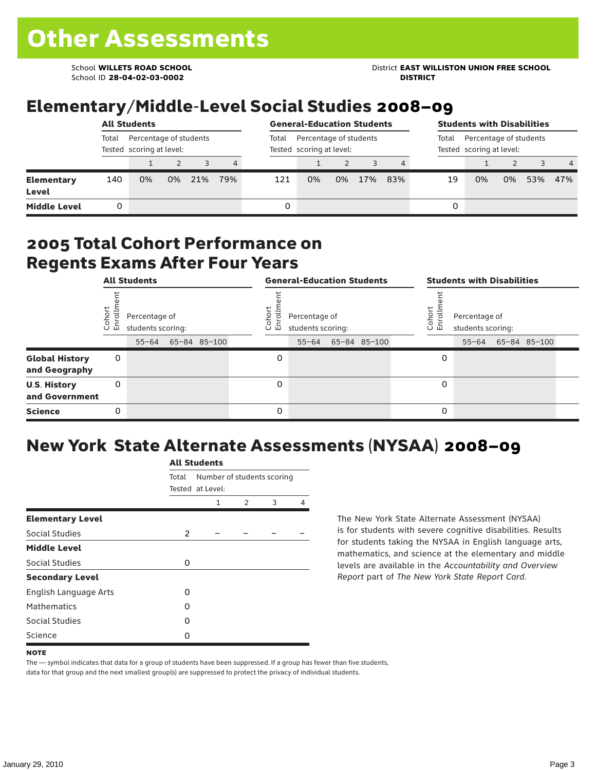# Other Assessments

School **WILLETS ROAD SCHOOL**
School ID **28-04-02-03-0002**

District **EAST WILLISTON UNION FREE SCHOOL DISTRICT**

## Elementary/Middle-Level Social Studies 2008–09

| | All Students | | | | | General-Education Students | | | | | Students with Disabilities | | | | |
|---|---|---|---|---|---|---|---|---|---|---|---|---|---|---|---|
| | Total Tested | Percentage of students scoring at level: | | | | Total Tested | Percentage of students scoring at level: | | | | Total Tested | Percentage of students scoring at level: | | | |
| | | 1 | 2 | 3 | 4 | | 1 | 2 | 3 | 4 | | 1 | 2 | 3 | 4 |
| **Elementary Level** | 140 | 0% | 0% | 21% | 79% | 121 | 0% | 0% | 17% | 83% | 19 | 0% | 0% | 53% | 47% |
| **Middle Level** | 0 | | | | | 0 | | | | | 0 | | | | |

## 2005 Total Cohort Performance on Regents Exams After Four Years

| | All Students | | | | General-Education Students | | | | Students with Disabilities | | | |
|---|---|---|---|---|---|---|---|---|---|---|---|---|
| | Cohort Enrollment | Percentage of students scoring: | | | Cohort Enrollment | Percentage of students scoring: | | | Cohort Enrollment | Percentage of students scoring: | | |
| | | 55–64 | 65–84 | 85–100 | | 55–64 | 65–84 | 85–100 | | 55–64 | 65–84 | 85–100 |
| **Global History and Geography** | 0 | | | | 0 | | | | 0 | | | |
| **U.S. History and Government** | 0 | | | | 0 | | | | 0 | | | |
| **Science** | 0 | | | | 0 | | | | 0 | | | |

## New York State Alternate Assessments (NYSAA) 2008–09

| | All Students | | | | |
|---|---|---|---|---|---|
| | Total Tested | Number of students scoring at Level: | | | |
| | | 1 | 2 | 3 | 4 |
| **Elementary Level** | | | | | |
| Social Studies | 2 | – | – | – | – |
| **Middle Level** | | | | | |
| Social Studies | 0 | | | | |
| **Secondary Level** | | | | | |
| English Language Arts | 0 | | | | |
| Mathematics | 0 | | | | |
| Social Studies | 0 | | | | |
| Science | 0 | | | | |

The New York State Alternate Assessment (NYSAA) is for students with severe cognitive disabilities. Results for students taking the NYSAA in English language arts, mathematics, and science at the elementary and middle levels are available in the *Accountability and Overview Report* part of *The New York State Report Card*.

**NOTE**

The — symbol indicates that data for a group of students have been suppressed. If a group has fewer than five students, data for that group and the next smallest group(s) are suppressed to protect the privacy of individual students.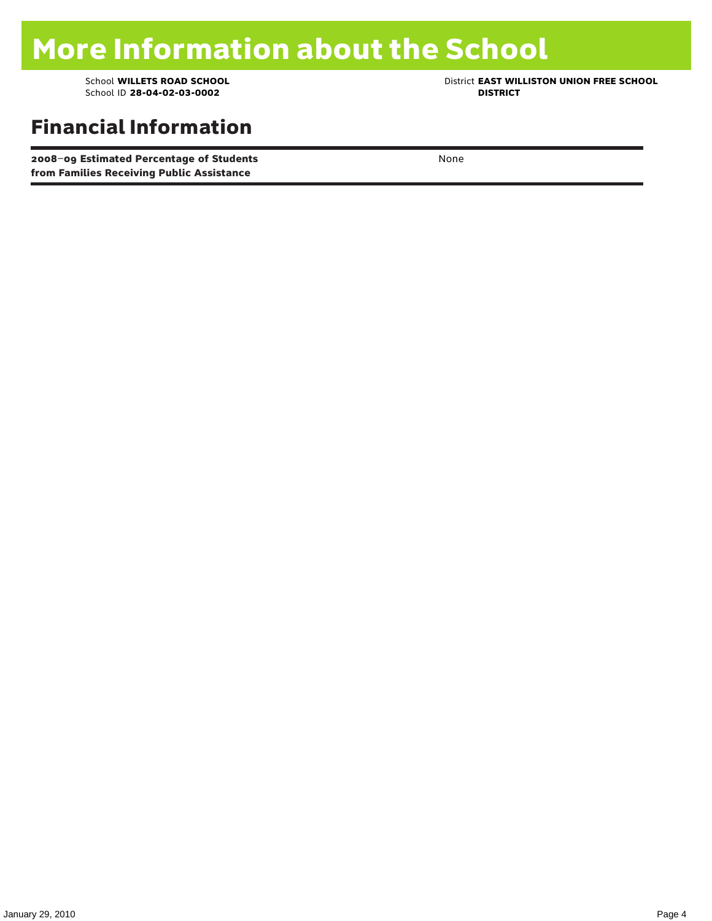# More Information about the School

School **WILLETS ROAD SCHOOL**
School ID **28-04-02-03-0002**

District **EAST WILLISTON UNION FREE SCHOOL DISTRICT**

## Financial Information

| | |
|---|---|
| **2008–09 Estimated Percentage of Students from Families Receiving Public Assistance** | None |